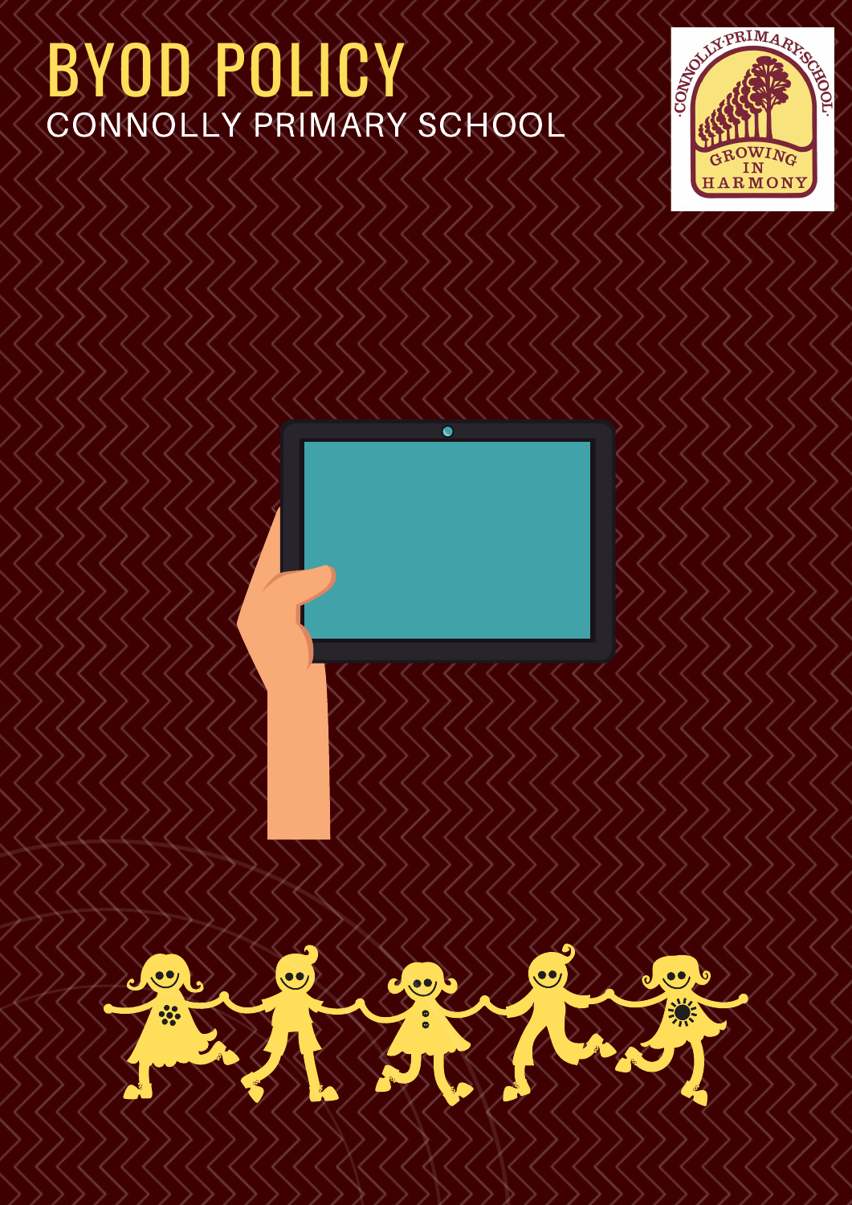# BYOD POLICY

CONNOLLY PRIMARY SCHOOL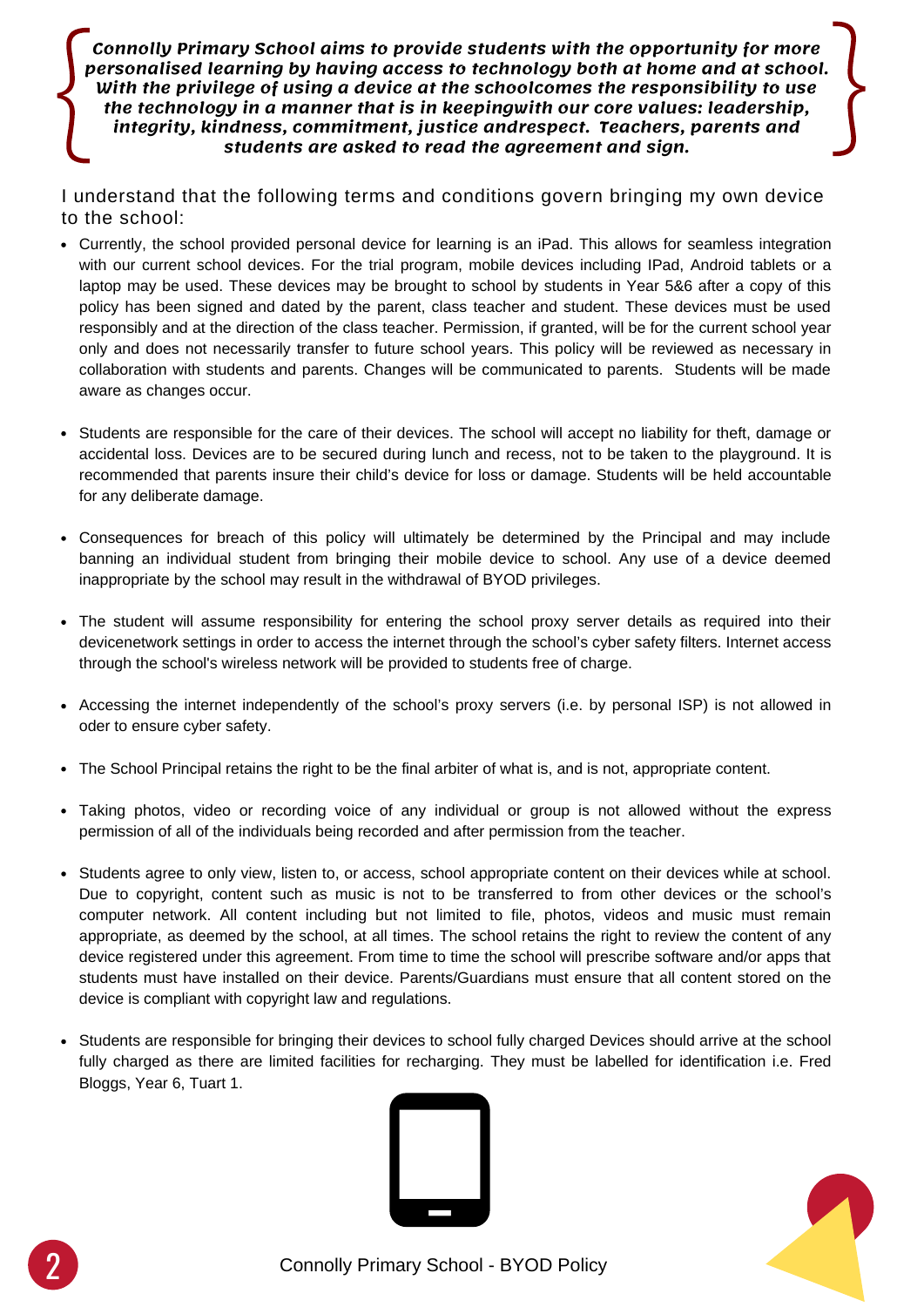*Connolly Primary School aims to provide students with the opportunity for more personalised learning by having access to technology both at home and at school. With the privilege of using a device at the schoolcomes the responsibility to use the technology in a manner that is in keepingwith our core values: leadership, integrity, kindness, commitment, justice andrespect. Teachers, parents and students are asked to read the agreement and sign.*

I understand that the following terms and conditions govern bringing my own device to the school:

- Currently, the school provided personal device for learning is an iPad. This allows for seamless integration with our current school devices. For the trial program, mobile devices including IPad, Android tablets or a laptop may be used. These devices may be brought to school by students in Year 5&6 after a copy of this policy has been signed and dated by the parent, class teacher and student. These devices must be used responsibly and at the direction of the class teacher. Permission, if granted, will be for the current school year only and does not necessarily transfer to future school years. This policy will be reviewed as necessary in collaboration with students and parents. Changes will be communicated to parents. Students will be made aware as changes occur.
- Students are responsible for the care of their devices. The school will accept no liability for theft, damage or accidental loss. Devices are to be secured during lunch and recess, not to be taken to the playground. It is recommended that parents insure their child's device for loss or damage. Students will be held accountable for any deliberate damage.
- Consequences for breach of this policy will ultimately be determined by the Principal and may include banning an individual student from bringing their mobile device to school. Any use of a device deemed inappropriate by the school may result in the withdrawal of BYOD privileges.
- The student will assume responsibility for entering the school proxy server details as required into their devicenetwork settings in order to access the internet through the school's cyber safety filters. Internet access through the school's wireless network will be provided to students free of charge.
- Accessing the internet independently of the school's proxy servers (i.e. by personal ISP) is not allowed in oder to ensure cyber safety.
- The School Principal retains the right to be the final arbiter of what is, and is not, appropriate content.
- Taking photos, video or recording voice of any individual or group is not allowed without the express permission of all of the individuals being recorded and after permission from the teacher.
- Students agree to only view, listen to, or access, school appropriate content on their devices while at school. Due to copyright, content such as music is not to be transferred to from other devices or the school's computer network. All content including but not limited to file, photos, videos and music must remain appropriate, as deemed by the school, at all times. The school retains the right to review the content of any device registered under this agreement. From time to time the school will prescribe software and/or apps that students must have installed on their device. Parents/Guardians must ensure that all content stored on the device is compliant with copyright law and regulations.
- Students are responsible for bringing their devices to school fully charged Devices should arrive at the school fully charged as there are limited facilities for recharging. They must be labelled for identification i.e. Fred Bloggs, Year 6, Tuart 1.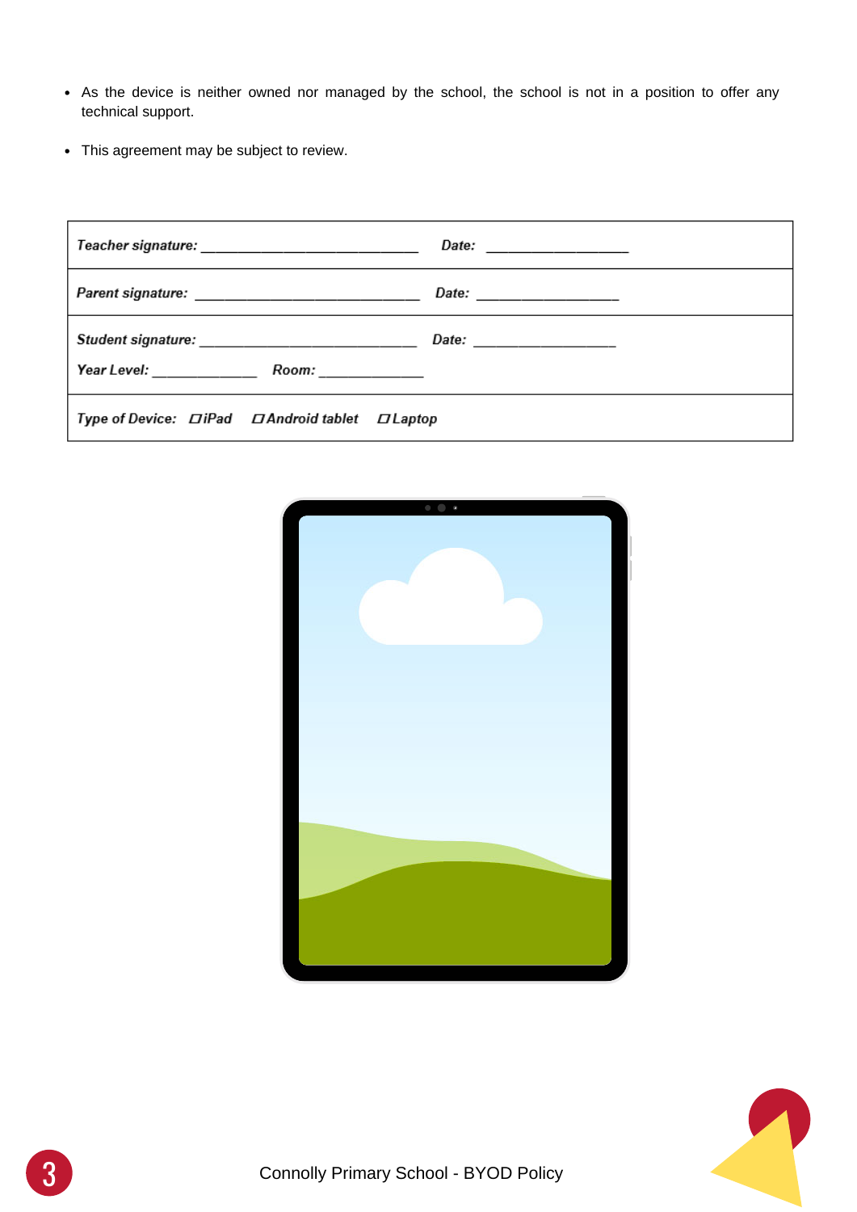- As the device is neither owned nor managed by the school, the school is not in a position to offer any technical support.
- This agreement may be subject to review.

| | |
|---|---|
| *Teacher signature:* ____________________________ | *Date:* __________________ |
| *Parent signature:* _____________________________ | *Date:* __________________ |
| *Student signature:* ____________________________<br>*Year Level:* ______________ *Room:* ______________ | *Date:* __________________ |
| *Type of Device:* ☐ *iPad* ☐ *Android tablet* ☐ *Laptop* | |

Connolly Primary School - BYOD Policy